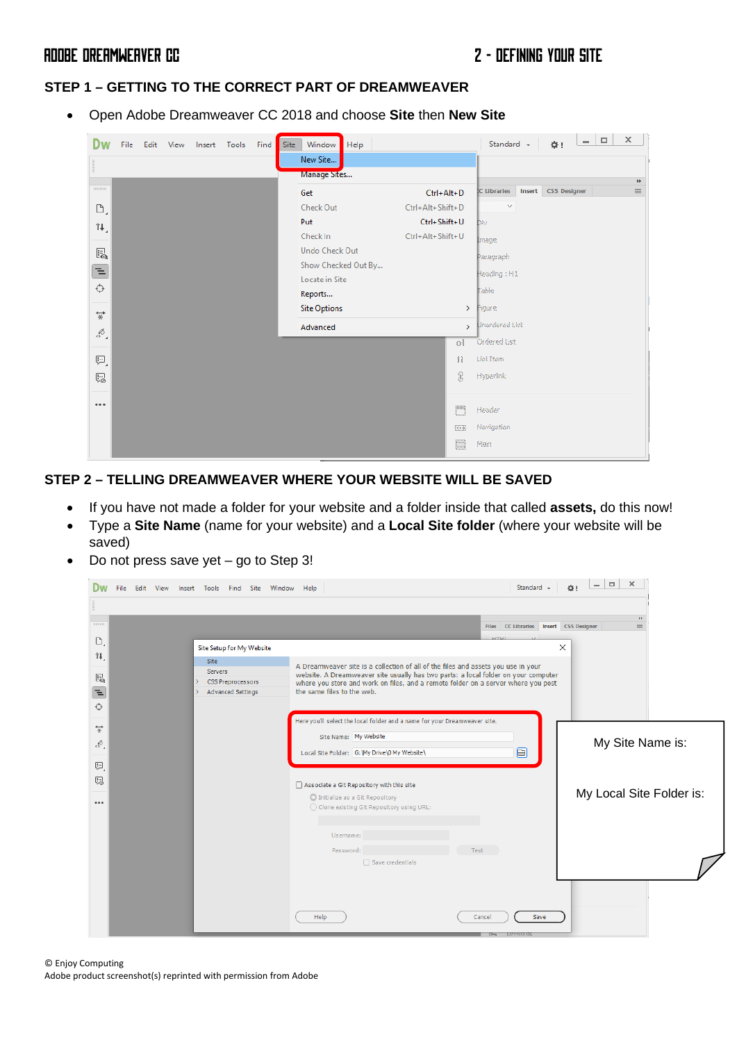## STEP 1 – GETTING TO THE CORRECT PART OF DREAMWEAVER

- Open Adobe Dreamweaver CC 2018 and choose **Site** then **New Site**

## STEP 2 – TELLING DREAMWEAVER WHERE YOUR WEBSITE WILL BE SAVED

- If you have not made a folder for your website and a folder inside that called **assets,** do this now!
- Type a **Site Name** (name for your website) and a **Local Site folder** (where your website will be saved)
- Do not press save yet – go to Step 3!

My Site Name is:

My Local Site Folder is:

© Enjoy Computing
Adobe product screenshot(s) reprinted with permission from Adobe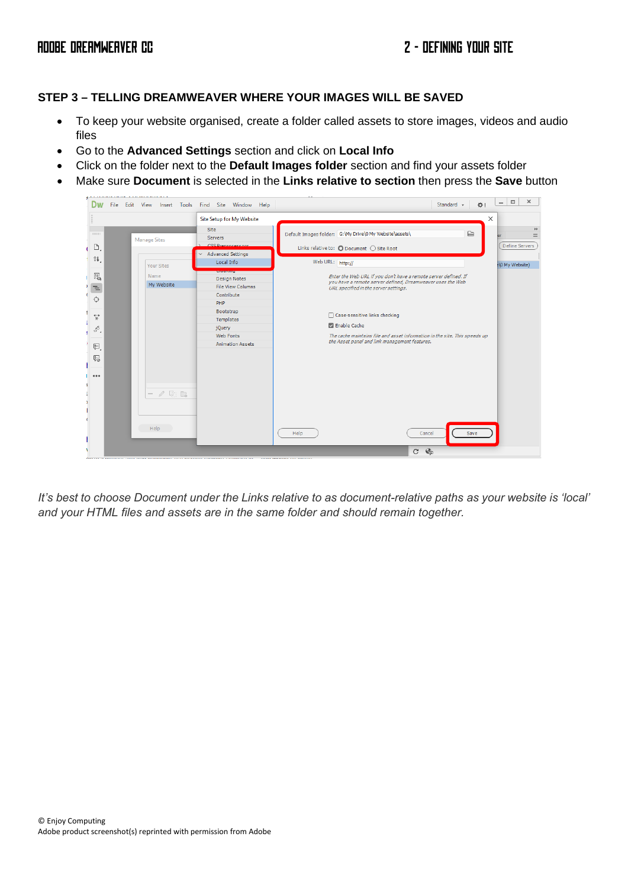### STEP 3 – TELLING DREAMWEAVER WHERE YOUR IMAGES WILL BE SAVED

- To keep your website organised, create a folder called assets to store images, videos and audio files
- Go to the **Advanced Settings** section and click on **Local Info**
- Click on the folder next to the **Default Images folder** section and find your assets folder
- Make sure **Document** is selected in the **Links relative to section** then press the **Save** button

*It's best to choose Document under the Links relative to as document-relative paths as your website is 'local' and your HTML files and assets are in the same folder and should remain together.*

© Enjoy Computing
Adobe product screenshot(s) reprinted with permission from Adobe